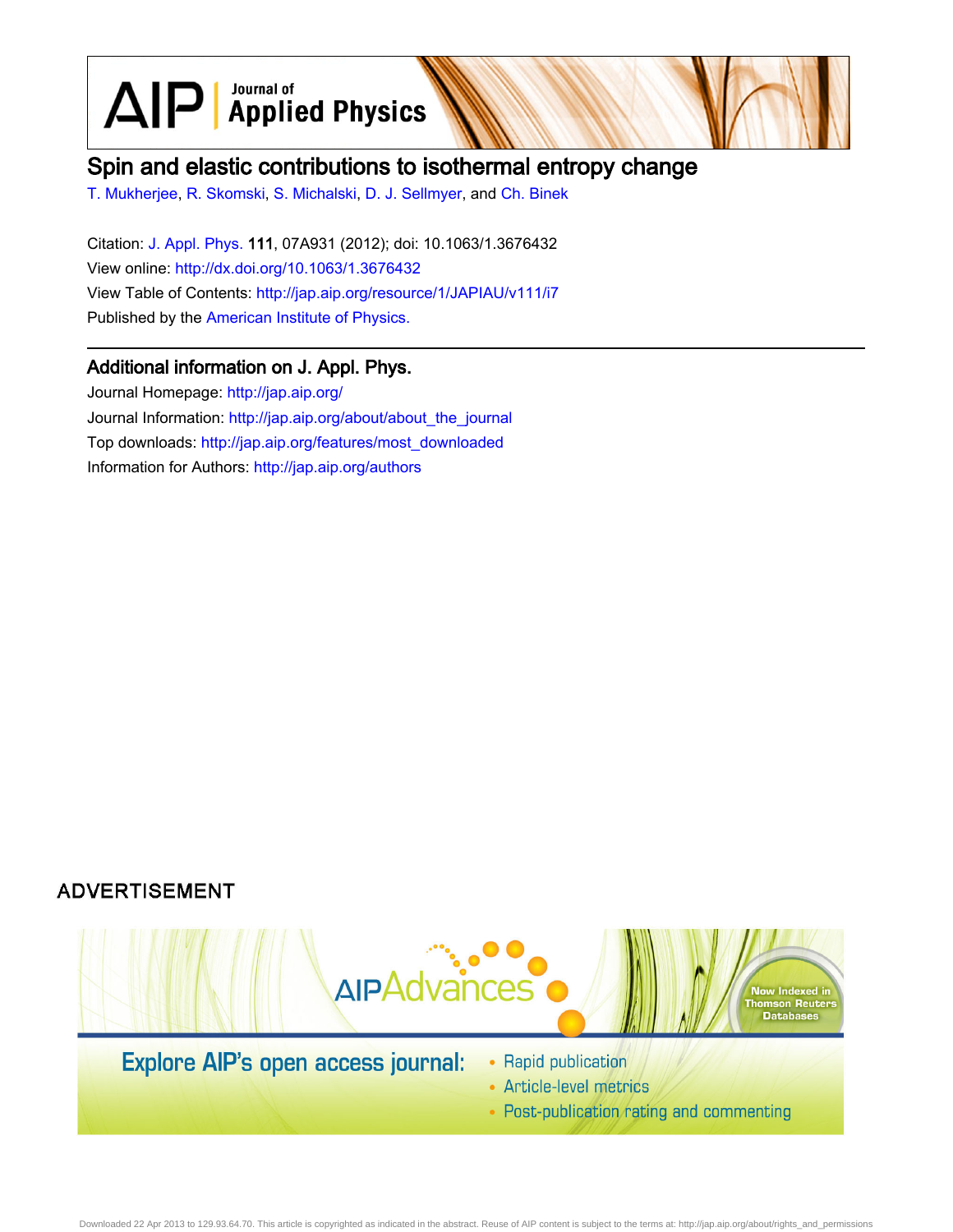# Spin and elastic contributions to isothermal entropy change

T. Mukherjee, R. Skomski, S. Michalski, D. J. Sellmyer, and Ch. Binek

Citation: J. Appl. Phys. **111**, 07A931 (2012); doi: 10.1063/1.3676432

View online: http://dx.doi.org/10.1063/1.3676432

View Table of Contents: http://jap.aip.org/resource/1/JAPIAU/v111/i7

Published by the American Institute of Physics.

## Additional information on J. Appl. Phys.

Journal Homepage: http://jap.aip.org/

Journal Information: http://jap.aip.org/about/about_the_journal

Top downloads: http://jap.aip.org/features/most_downloaded

Information for Authors: http://jap.aip.org/authors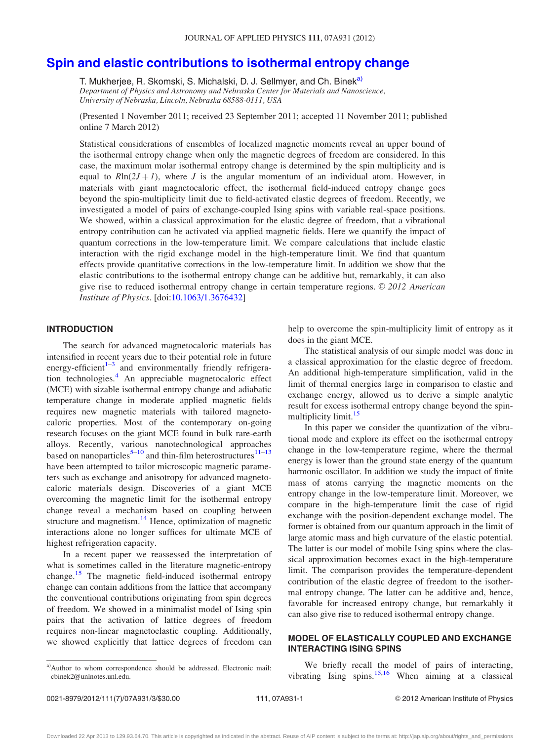# Spin and elastic contributions to isothermal entropy change

T. Mukherjee, R. Skomski, S. Michalski, D. J. Sellmyer, and Ch. Binek[a]

*Department of Physics and Astronomy and Nebraska Center for Materials and Nanoscience, University of Nebraska, Lincoln, Nebraska 68588-0111, USA*

(Presented 1 November 2011; received 23 September 2011; accepted 11 November 2011; published online 7 March 2012)

Statistical considerations of ensembles of localized magnetic moments reveal an upper bound of the isothermal entropy change when only the magnetic degrees of freedom are considered. In this case, the maximum molar isothermal entropy change is determined by the spin multiplicity and is equal to $R\ln(2J+1)$, where $J$ is the angular momentum of an individual atom. However, in materials with giant magnetocaloric effect, the isothermal field-induced entropy change goes beyond the spin-multiplicity limit due to field-activated elastic degrees of freedom. Recently, we investigated a model of pairs of exchange-coupled Ising spins with variable real-space positions. We showed, within a classical approximation for the elastic degree of freedom, that a vibrational entropy contribution can be activated via applied magnetic fields. Here we quantify the impact of quantum corrections in the low-temperature limit. We compare calculations that include elastic interaction with the rigid exchange model in the high-temperature limit. We find that quantum effects provide quantitative corrections in the low-temperature limit. In addition we show that the elastic contributions to the isothermal entropy change can be additive but, remarkably, it can also give rise to reduced isothermal entropy change in certain temperature regions. © *2012 American Institute of Physics*. [doi:10.1063/1.3676432]

## INTRODUCTION

The search for advanced magnetocaloric materials has intensified in recent years due to their potential role in future energy-efficient[1–3] and environmentally friendly refrigeration technologies.[4] An appreciable magnetocaloric effect (MCE) with sizable isothermal entropy change and adiabatic temperature change in moderate applied magnetic fields requires new magnetic materials with tailored magnetocaloric properties. Most of the contemporary on-going research focuses on the giant MCE found in bulk rare-earth alloys. Recently, various nanotechnological approaches based on nanoparticles[5–10] and thin-film heterostructures[11–13] have been attempted to tailor microscopic magnetic parameters such as exchange and anisotropy for advanced magnetocaloric materials design. Discoveries of a giant MCE overcoming the magnetic limit for the isothermal entropy change reveal a mechanism based on coupling between structure and magnetism.[14] Hence, optimization of magnetic interactions alone no longer suffices for ultimate MCE of highest refrigeration capacity.

In a recent paper we reassessed the interpretation of what is sometimes called in the literature magnetic-entropy change.[15] The magnetic field-induced isothermal entropy change can contain additions from the lattice that accompany the conventional contributions originating from spin degrees of freedom. We showed in a minimalist model of Ising spin pairs that the activation of lattice degrees of freedom requires non-linear magnetoelastic coupling. Additionally, we showed explicitly that lattice degrees of freedom can help to overcome the spin-multiplicity limit of entropy as it does in the giant MCE.

The statistical analysis of our simple model was done in a classical approximation for the elastic degree of freedom. An additional high-temperature simplification, valid in the limit of thermal energies large in comparison to elastic and exchange energy, allowed us to derive a simple analytic result for excess isothermal entropy change beyond the spin-multiplicity limit.[15]

In this paper we consider the quantization of the vibrational mode and explore its effect on the isothermal entropy change in the low-temperature regime, where the thermal energy is lower than the ground state energy of the quantum harmonic oscillator. In addition we study the impact of finite mass of atoms carrying the magnetic moments on the entropy change in the low-temperature limit. Moreover, we compare in the high-temperature limit the case of rigid exchange with the position-dependent exchange model. The former is obtained from our quantum approach in the limit of large atomic mass and high curvature of the elastic potential. The latter is our model of mobile Ising spins where the classical approximation becomes exact in the high-temperature limit. The comparison provides the temperature-dependent contribution of the elastic degree of freedom to the isothermal entropy change. The latter can be additive and, hence, favorable for increased entropy change, but remarkably it can also give rise to reduced isothermal entropy change.

## MODEL OF ELASTICALLY COUPLED AND EXCHANGE INTERACTING ISING SPINS

We briefly recall the model of pairs of interacting, vibrating Ising spins.[15,16] When aiming at a classical

[a]Author to whom correspondence should be addressed. Electronic mail: cbinek2@unlnotes.unl.edu.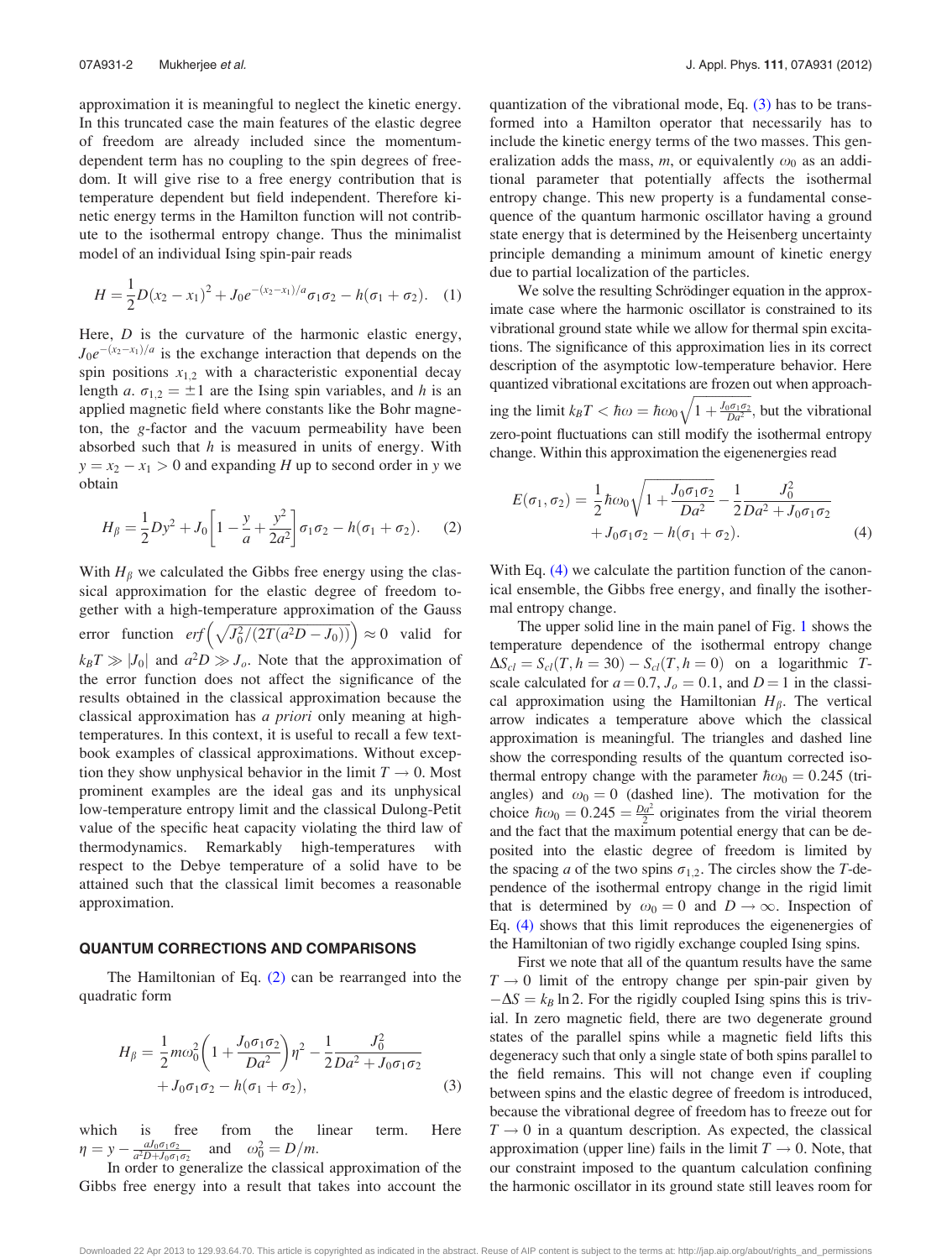approximation it is meaningful to neglect the kinetic energy. In this truncated case the main features of the elastic degree of freedom are already included since the momentum-dependent term has no coupling to the spin degrees of freedom. It will give rise to a free energy contribution that is temperature dependent but field independent. Therefore kinetic energy terms in the Hamilton function will not contribute to the isothermal entropy change. Thus the minimalist model of an individual Ising spin-pair reads

$$H = \frac{1}{2}D(x_2 - x_1)^2 + J_0 e^{-(x_2-x_1)/a}\sigma_1\sigma_2 - h(\sigma_1 + \sigma_2). \quad (1)$$

Here, $D$ is the curvature of the harmonic elastic energy, $J_0 e^{-(x_2-x_1)/a}$ is the exchange interaction that depends on the spin positions $x_{1,2}$ with a characteristic exponential decay length $a$. $\sigma_{1,2} = \pm 1$ are the Ising spin variables, and $h$ is an applied magnetic field where constants like the Bohr magneton, the $g$-factor and the vacuum permeability have been absorbed such that $h$ is measured in units of energy. With $y = x_2 - x_1 > 0$ and expanding $H$ up to second order in $y$ we obtain

$$H_\beta = \frac{1}{2}Dy^2 + J_0\left[1 - \frac{y}{a} + \frac{y^2}{2a^2}\right]\sigma_1\sigma_2 - h(\sigma_1 + \sigma_2). \quad (2)$$

With $H_\beta$ we calculated the Gibbs free energy using the classical approximation for the elastic degree of freedom together with a high-temperature approximation of the Gauss error function $erf\left(\sqrt{J_0^2/(2T(a^2D - J_0))}\right) \approx 0$ valid for $k_BT \gg |J_0|$ and $a^2D \gg J_o$. Note that the approximation of the error function does not affect the significance of the results obtained in the classical approximation because the classical approximation has *a priori* only meaning at high-temperatures. In this context, it is useful to recall a few textbook examples of classical approximations. Without exception they show unphysical behavior in the limit $T \to 0$. Most prominent examples are the ideal gas and its unphysical low-temperature entropy limit and the classical Dulong-Petit value of the specific heat capacity violating the third law of thermodynamics. Remarkably high-temperatures with respect to the Debye temperature of a solid have to be attained such that the classical limit becomes a reasonable approximation.

## QUANTUM CORRECTIONS AND COMPARISONS

The Hamiltonian of Eq. (2) can be rearranged into the quadratic form

$$H_\beta = \frac{1}{2}m\omega_0^2\left(1 + \frac{J_0\sigma_1\sigma_2}{Da^2}\right)\eta^2 - \frac{1}{2}\frac{J_0^2}{Da^2 + J_0\sigma_1\sigma_2} + J_0\sigma_1\sigma_2 - h(\sigma_1 + \sigma_2), \quad (3)$$

which is free from the linear term. Here $\eta = y - \frac{aJ_0\sigma_1\sigma_2}{a^2D + J_0\sigma_1\sigma_2}$ and $\omega_0^2 = D/m$.

In order to generalize the classical approximation of the Gibbs free energy into a result that takes into account the quantization of the vibrational mode, Eq. (3) has to be transformed into a Hamilton operator that necessarily has to include the kinetic energy terms of the two masses. This generalization adds the mass, $m$, or equivalently $\omega_0$ as an additional parameter that potentially affects the isothermal entropy change. This new property is a fundamental consequence of the quantum harmonic oscillator having a ground state energy that is determined by the Heisenberg uncertainty principle demanding a minimum amount of kinetic energy due to partial localization of the particles.

We solve the resulting Schrödinger equation in the approximate case where the harmonic oscillator is constrained to its vibrational ground state while we allow for thermal spin excitations. The significance of this approximation lies in its correct description of the asymptotic low-temperature behavior. Here quantized vibrational excitations are frozen out when approaching the limit $k_BT < \hbar\omega = \hbar\omega_0\sqrt{1 + \frac{J_0\sigma_1\sigma_2}{Da^2}}$, but the vibrational zero-point fluctuations can still modify the isothermal entropy change. Within this approximation the eigenenergies read

$$E(\sigma_1, \sigma_2) = \frac{1}{2}\hbar\omega_0\sqrt{1 + \frac{J_0\sigma_1\sigma_2}{Da^2}} - \frac{1}{2}\frac{J_0^2}{Da^2 + J_0\sigma_1\sigma_2} + J_0\sigma_1\sigma_2 - h(\sigma_1 + \sigma_2). \quad (4)$$

With Eq. (4) we calculate the partition function of the canonical ensemble, the Gibbs free energy, and finally the isothermal entropy change.

The upper solid line in the main panel of Fig. 1 shows the temperature dependence of the isothermal entropy change $\Delta S_{cl} = S_{cl}(T, h = 30) - S_{cl}(T, h = 0)$ on a logarithmic $T$-scale calculated for $a = 0.7$, $J_o = 0.1$, and $D = 1$ in the classical approximation using the Hamiltonian $H_\beta$. The vertical arrow indicates a temperature above which the classical approximation is meaningful. The triangles and dashed line show the corresponding results of the quantum corrected isothermal entropy change with the parameter $\hbar\omega_0 = 0.245$ (triangles) and $\omega_0 = 0$ (dashed line). The motivation for the choice $\hbar\omega_0 = 0.245 = \frac{Da^2}{2}$ originates from the virial theorem and the fact that the maximum potential energy that can be deposited into the elastic degree of freedom is limited by the spacing $a$ of the two spins $\sigma_{1,2}$. The circles show the $T$-dependence of the isothermal entropy change in the rigid limit that is determined by $\omega_0 = 0$ and $D \to \infty$. Inspection of Eq. (4) shows that this limit reproduces the eigenenergies of the Hamiltonian of two rigidly exchange coupled Ising spins.

First we note that all of the quantum results have the same $T \to 0$ limit of the entropy change per spin-pair given by $-\Delta S = k_B \ln 2$. For the rigidly coupled Ising spins this is trivial. In zero magnetic field, there are two degenerate ground states of the parallel spins while a magnetic field lifts this degeneracy such that only a single state of both spins parallel to the field remains. This will not change even if coupling between spins and the elastic degree of freedom is introduced, because the vibrational degree of freedom has to freeze out for $T \to 0$ in a quantum description. As expected, the classical approximation (upper line) fails in the limit $T \to 0$. Note, that our constraint imposed to the quantum calculation confining the harmonic oscillator in its ground state still leaves room for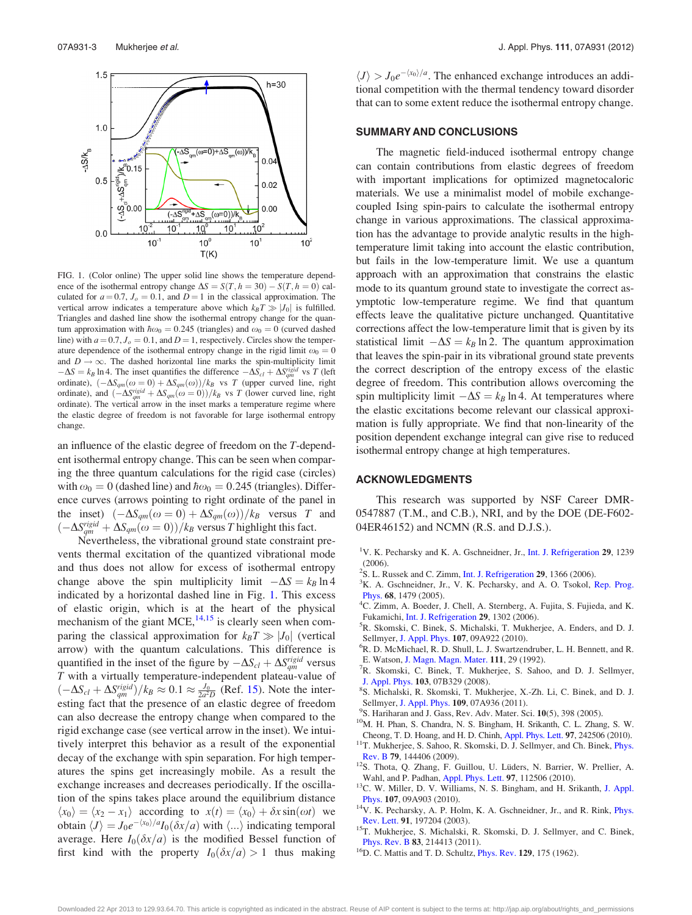1.5

h=30

1.0

$-\Delta S/k_B$

0.5

0.0

$10^{-1}$ $10^{0}$ $10^{1}$ $10^{2}$

T(K)

$(-\Delta S_{qm}(\omega=0)+\Delta S_{qm}(\omega))/k_B$

$(-\Delta S_{cl}+\Delta S_{qm}^{rigid})/k_B$

0.15

0.00

0.04

0.02

0.00

$(-\Delta S_{qm}^{rigid}+\Delta S_{qm}(\omega=0))/k_B$

$10^{-2}$ $10^{-1}$ $10^{0}$ $10^{1}$ $10^{2}$

FIG. 1. (Color online) The upper solid line shows the temperature dependence of the isothermal entropy change $\Delta S = S(T, h = 30) - S(T, h = 0)$ calculated for $a = 0.7$, $J_o = 0.1$, and $D = 1$ in the classical approximation. The vertical arrow indicates a temperature above which $k_B T \gg |J_0|$ is fulfilled. Triangles and dashed line show the isothermal entropy change for the quantum approximation with $\hbar\omega_0 = 0.245$ (triangles) and $\omega_0 = 0$ (curved dashed line) with $a = 0.7$, $J_o = 0.1$, and $D = 1$, respectively. Circles show the temperature dependence of the isothermal entropy change in the rigid limit $\omega_0 = 0$ and $D \to \infty$. The dashed horizontal line marks the spin-multiplicity limit $-\Delta S = k_B \ln 4$. The inset quantifies the difference $-\Delta S_{cl} + \Delta S_{qm}^{rigid}$ vs $T$ (left ordinate), $(-\Delta S_{qm}(\omega = 0) + \Delta S_{qm}(\omega))/k_B$ vs $T$ (upper curved line, right ordinate), and $(-\Delta S_{qm}^{rigid} + \Delta S_{qm}(\omega = 0))/k_B$ vs $T$ (lower curved line, right ordinate). The vertical arrow in the inset marks a temperature regime where the elastic degree of freedom is not favorable for large isothermal entropy change.

an influence of the elastic degree of freedom on the $T$-dependent isothermal entropy change. This can be seen when comparing the three quantum calculations for the rigid case (circles) with $\omega_0 = 0$ (dashed line) and $\hbar\omega_0 = 0.245$ (triangles). Difference curves (arrows pointing to right ordinate of the panel in the inset) $(-\Delta S_{qm}(\omega = 0) + \Delta S_{qm}(\omega))/k_B$ versus $T$ and $(-\Delta S_{qm}^{rigid} + \Delta S_{qm}(\omega = 0))/k_B$ versus $T$ highlight this fact.

Nevertheless, the vibrational ground state constraint prevents thermal excitation of the quantized vibrational mode and thus does not allow for excess of isothermal entropy change above the spin multiplicity limit $-\Delta S = k_B \ln 4$ indicated by a horizontal dashed line in Fig. 1. This excess of elastic origin, which is at the heart of the physical mechanism of the giant MCE,[14,15] is clearly seen when comparing the classical approximation for $k_B T \gg |J_0|$ (vertical arrow) with the quantum calculations. This difference is quantified in the inset of the figure by $-\Delta S_{cl} + \Delta S_{qm}^{rigid}$ versus $T$ with a virtually temperature-independent plateau-value of $(-\Delta S_{cl} + \Delta S_{qm}^{rigid})/k_B \approx 0.1 \approx \frac{J_0}{2a^2 D}$ (Ref. 15). Note the interesting fact that the presence of an elastic degree of freedom can also decrease the entropy change when compared to the rigid exchange case (see vertical arrow in the inset). We intuitively interpret this behavior as a result of the exponential decay of the exchange with spin separation. For high temperatures the spins get increasingly mobile. As a result the exchange increases and decreases periodically. If the oscillation of the spins takes place around the equilibrium distance $\langle x_0 \rangle = \langle x_2 - x_1 \rangle$ according to $x(t) = \langle x_0 \rangle + \delta x \sin(\omega t)$ we obtain $\langle J \rangle = J_0 e^{-\langle x_0 \rangle / a} I_0(\delta x / a)$ with $\langle ... \rangle$ indicating temporal average. Here $I_0(\delta x / a)$ is the modified Bessel function of first kind with the property $I_0(\delta x / a) > 1$ thus making $\langle J \rangle > J_0 e^{-\langle x_0 \rangle / a}$. The enhanced exchange introduces an additional competition with the thermal tendency toward disorder that can to some extent reduce the isothermal entropy change.

## SUMMARY AND CONCLUSIONS

The magnetic field-induced isothermal entropy change can contain contributions from elastic degrees of freedom with important implications for optimized magnetocaloric materials. We use a minimalist model of mobile exchange-coupled Ising spin-pairs to calculate the isothermal entropy change in various approximations. The classical approximation has the advantage to provide analytic results in the high-temperature limit taking into account the elastic contribution, but fails in the low-temperature limit. We use a quantum approach with an approximation that constrains the elastic mode to its quantum ground state to investigate the correct asymptotic low-temperature regime. We find that quantum effects leave the qualitative picture unchanged. Quantitative corrections affect the low-temperature limit that is given by its statistical limit $-\Delta S = k_B \ln 2$. The quantum approximation that leaves the spin-pair in its vibrational ground state prevents the correct description of the entropy excess of the elastic degree of freedom. This contribution allows overcoming the spin multiplicity limit $-\Delta S = k_B \ln 4$. At temperatures where the elastic excitations become relevant our classical approximation is fully appropriate. We find that non-linearity of the position dependent exchange integral can give rise to reduced isothermal entropy change at high temperatures.

## ACKNOWLEDGMENTS

This research was supported by NSF Career DMR-0547887 (T.M., and C.B.), NRI, and by the DOE (DE-F602-04ER46152) and NCMN (R.S. and D.J.S.).

[1] V. K. Pecharsky and K. A. Gschneidner, Jr., Int. J. Refrigeration **29**, 1239 (2006).

[2] S. L. Russek and C. Zimm, Int. J. Refrigeration **29**, 1366 (2006).

[3] K. A. Gschneidner, Jr., V. K. Pecharsky, and A. O. Tsokol, Rep. Prog. Phys. **68**, 1479 (2005).

[4] C. Zimm, A. Boeder, J. Chell, A. Sternberg, A. Fujita, S. Fujieda, and K. Fukamichi, Int. J. Refrigeration **29**, 1302 (2006).

[5] R. Skomski, C. Binek, S. Michalski, T. Mukherjee, A. Enders, and D. J. Sellmyer, J. Appl. Phys. **107**, 09A922 (2010).

[6] R. D. McMichael, R. D. Shull, L. J. Swartzendruber, L. H. Bennett, and R. E. Watson, J. Magn. Magn. Mater. **111**, 29 (1992).

[7] R. Skomski, C. Binek, T. Mukherjee, S. Sahoo, and D. J. Sellmyer, J. Appl. Phys. **103**, 07B329 (2008).

[8] S. Michalski, R. Skomski, T. Mukherjee, X.-Zh. Li, C. Binek, and D. J. Sellmyer, J. Appl. Phys. **109**, 07A936 (2011).

[9] S. Hariharan and J. Gass, Rev. Adv. Mater. Sci. **10**(5), 398 (2005).

[10] M. H. Phan, S. Chandra, N. S. Bingham, H. Srikanth, C. L. Zhang, S. W. Cheong, T. D. Hoang, and H. D. Chinh, Appl. Phys. Lett. **97**, 242506 (2010).

[11] T. Mukherjee, S. Sahoo, R. Skomski, D. J. Sellmyer, and Ch. Binek, Phys. Rev. B **79**, 144406 (2009).

[12] S. Thota, Q. Zhang, F. Guillou, U. Lüders, N. Barrier, W. Prellier, A. Wahl, and P. Padhan, Appl. Phys. Lett. **97**, 112506 (2010).

[13] C. W. Miller, D. V. Williams, N. S. Bingham, and H. Srikanth, J. Appl. Phys. **107**, 09A903 (2010).

[14] V. K. Pecharsky, A. P. Holm, K. A. Gschneidner, Jr., and R. Rink, Phys. Rev. Lett. **91**, 197204 (2003).

[15] T. Mukherjee, S. Michalski, R. Skomski, D. J. Sellmyer, and C. Binek, Phys. Rev. B **83**, 214413 (2011).

[16] D. C. Mattis and T. D. Schultz, Phys. Rev. **129**, 175 (1962).